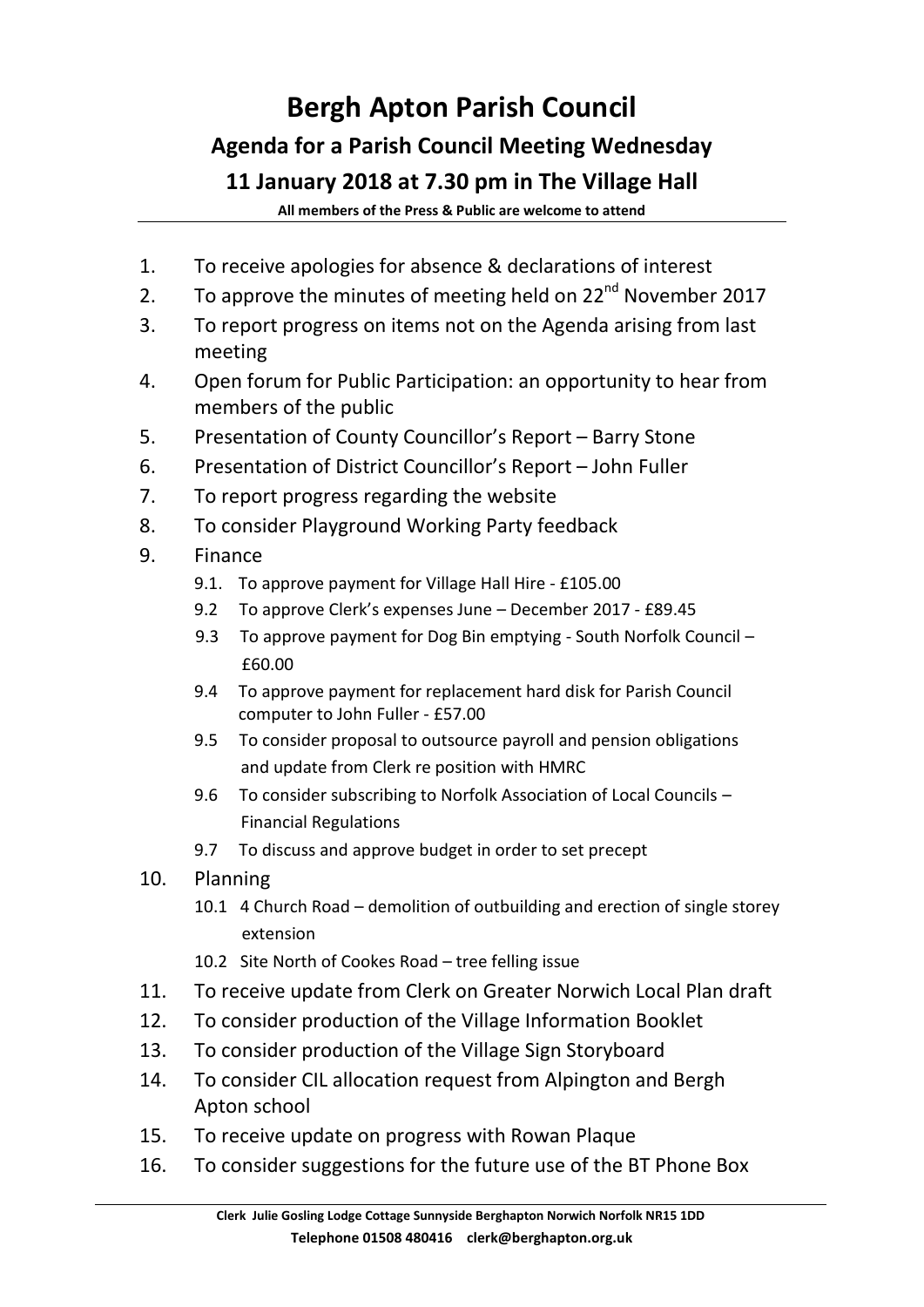# Bergh Apton Parish Council

## Agenda for a Parish Council Meeting Wednesday

## 11 January 2018 at 7.30 pm in The Village Hall

**All members of the Press & Public are welcome to attend**

1. To receive apologies for absence & declarations of interest
2. To approve the minutes of meeting held on 22nd November 2017
3. To report progress on items not on the Agenda arising from last meeting
4. Open forum for Public Participation: an opportunity to hear from members of the public
5. Presentation of County Councillor's Report – Barry Stone
6. Presentation of District Councillor's Report – John Fuller
7. To report progress regarding the website
8. To consider Playground Working Party feedback
9. Finance
   - 9.1. To approve payment for Village Hall Hire - £105.00
   - 9.2 To approve Clerk's expenses June – December 2017 - £89.45
   - 9.3 To approve payment for Dog Bin emptying - South Norfolk Council – £60.00
   - 9.4 To approve payment for replacement hard disk for Parish Council computer to John Fuller - £57.00
   - 9.5 To consider proposal to outsource payroll and pension obligations and update from Clerk re position with HMRC
   - 9.6 To consider subscribing to Norfolk Association of Local Councils – Financial Regulations
   - 9.7 To discuss and approve budget in order to set precept
10. Planning
    - 10.1 4 Church Road – demolition of outbuilding and erection of single storey extension
    - 10.2 Site North of Cookes Road – tree felling issue
11. To receive update from Clerk on Greater Norwich Local Plan draft
12. To consider production of the Village Information Booklet
13. To consider production of the Village Sign Storyboard
14. To consider CIL allocation request from Alpington and Bergh Apton school
15. To receive update on progress with Rowan Plaque
16. To consider suggestions for the future use of the BT Phone Box

**Clerk Julie Gosling Lodge Cottage Sunnyside Berghapton Norwich Norfolk NR15 1DD**
**Telephone 01508 480416 clerk@berghapton.org.uk**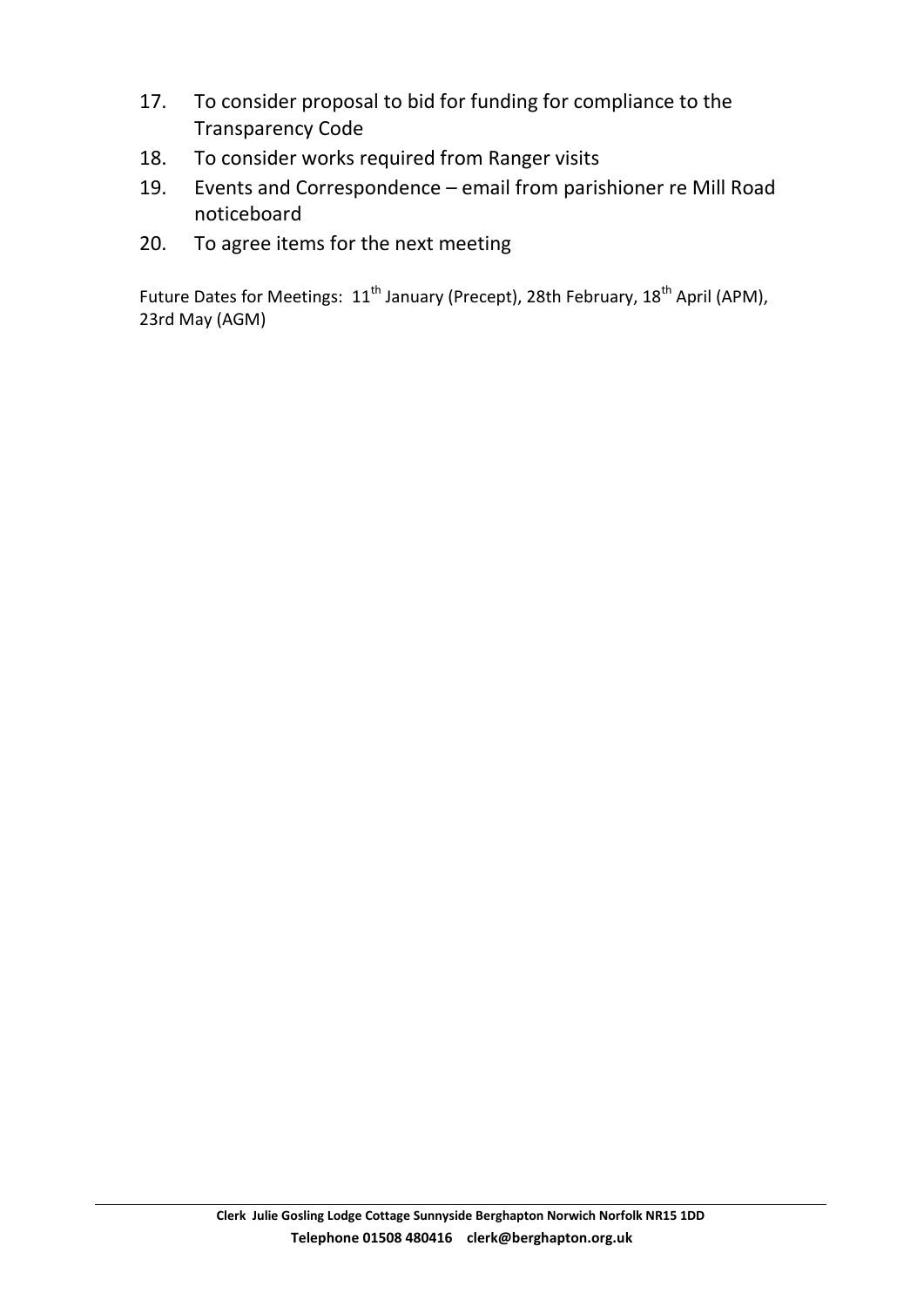17. To consider proposal to bid for funding for compliance to the Transparency Code
18. To consider works required from Ranger visits
19. Events and Correspondence – email from parishioner re Mill Road noticeboard
20. To agree items for the next meeting

Future Dates for Meetings: 11th January (Precept), 28th February, 18th April (APM), 23rd May (AGM)

**Clerk Julie Gosling Lodge Cottage Sunnyside Berghapton Norwich Norfolk NR15 1DD**
**Telephone 01508 480416 clerk@berghapton.org.uk**